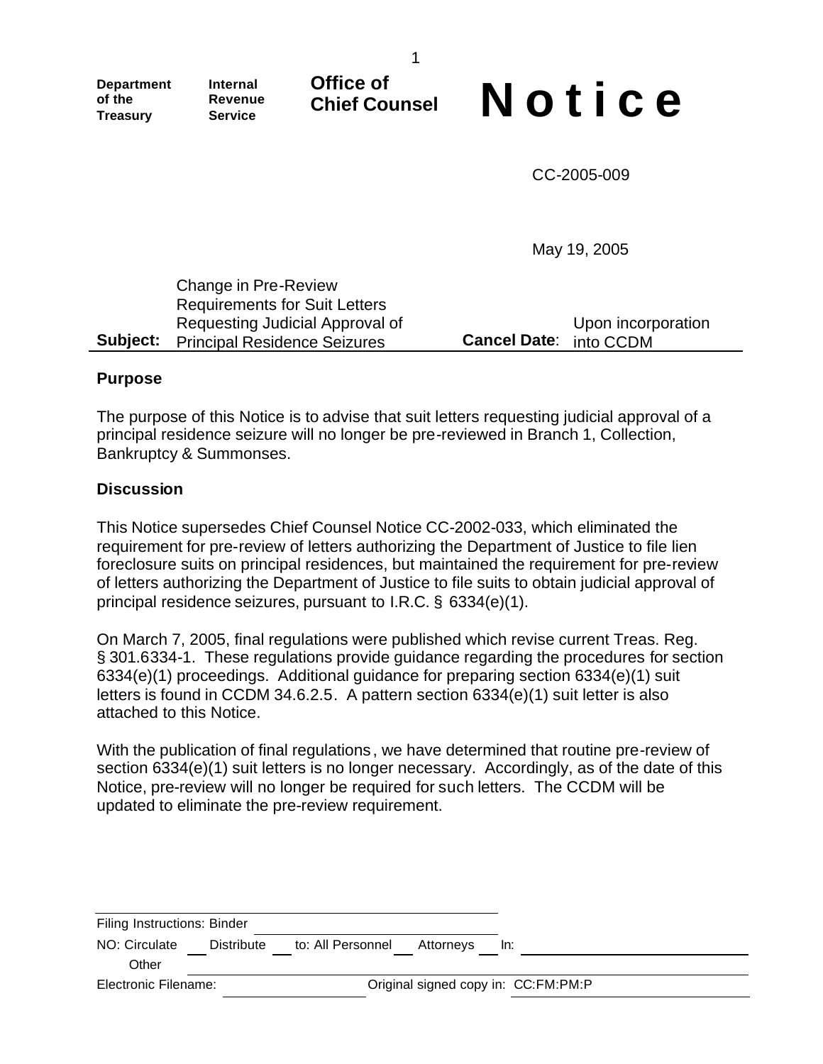Department of the Treasury | Internal Revenue Service | **Office of Chief Counsel**

# Notice

CC-2005-009

May 19, 2005

**Subject:** Change in Pre-Review Requirements for Suit Letters Requesting Judicial Approval of Principal Residence Seizures

**Cancel Date:** Upon incorporation into CCDM

## Purpose

The purpose of this Notice is to advise that suit letters requesting judicial approval of a principal residence seizure will no longer be pre-reviewed in Branch 1, Collection, Bankruptcy & Summonses.

## Discussion

This Notice supersedes Chief Counsel Notice CC-2002-033, which eliminated the requirement for pre-review of letters authorizing the Department of Justice to file lien foreclosure suits on principal residences, but maintained the requirement for pre-review of letters authorizing the Department of Justice to file suits to obtain judicial approval of principal residence seizures, pursuant to I.R.C. § 6334(e)(1).

On March 7, 2005, final regulations were published which revise current Treas. Reg. § 301.6334-1. These regulations provide guidance regarding the procedures for section 6334(e)(1) proceedings. Additional guidance for preparing section 6334(e)(1) suit letters is found in CCDM 34.6.2.5. A pattern section 6334(e)(1) suit letter is also attached to this Notice.

With the publication of final regulations, we have determined that routine pre-review of section 6334(e)(1) suit letters is no longer necessary. Accordingly, as of the date of this Notice, pre-review will no longer be required for such letters. The CCDM will be updated to eliminate the pre-review requirement.

Filing Instructions: Binder

NO: Circulate ___ Distribute ___ to: All Personnel ___ Attorneys ___ In: ___

Other ___

Electronic Filename: ___ Original signed copy in: CC:FM:PM:P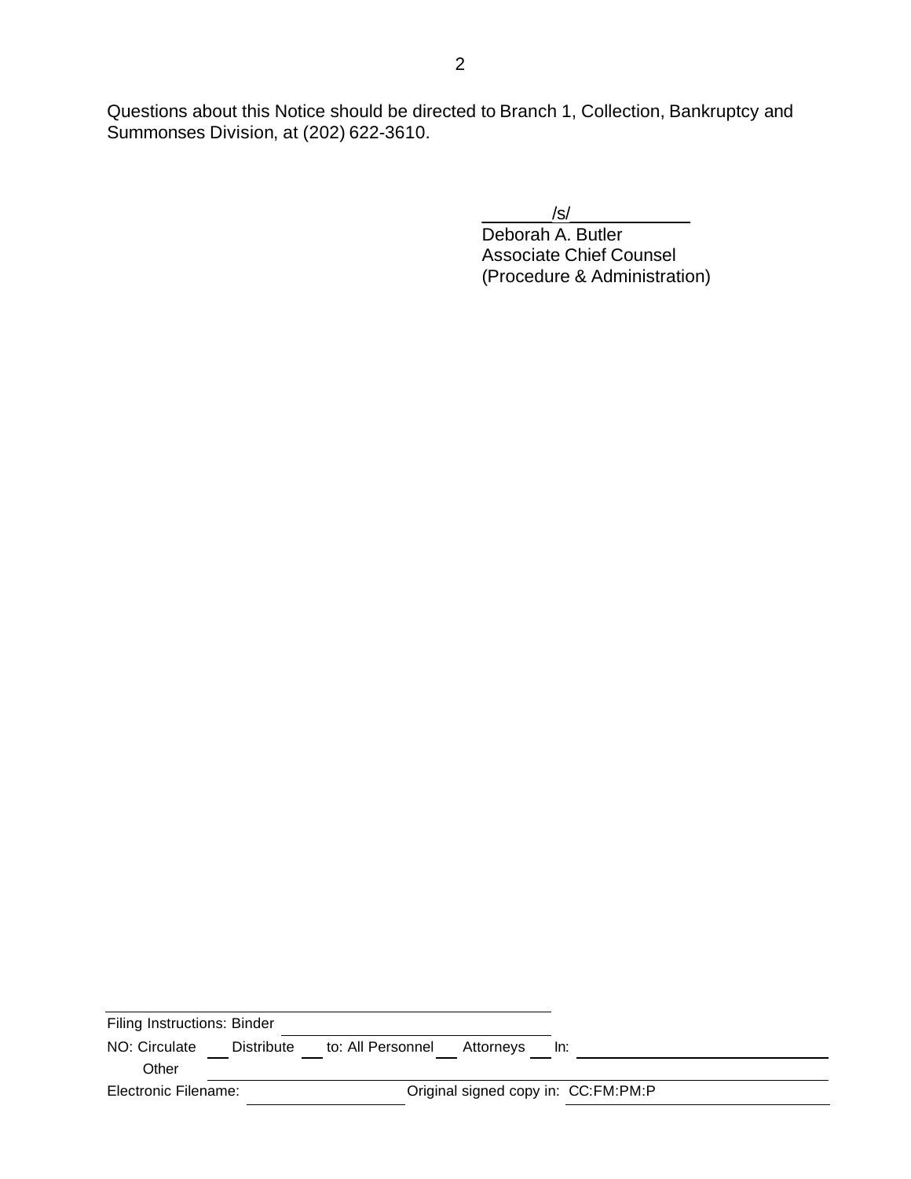Questions about this Notice should be directed to Branch 1, Collection, Bankruptcy and Summonses Division, at (202) 622-3610.

/s/
Deborah A. Butler
Associate Chief Counsel
(Procedure & Administration)

---

Filing Instructions: Binder ______

NO: Circulate ___ Distribute ___ to: All Personnel ___ Attorneys ___ In: ______

Other ______

Electronic Filename: ______ Original signed copy in: CC:FM:PM:P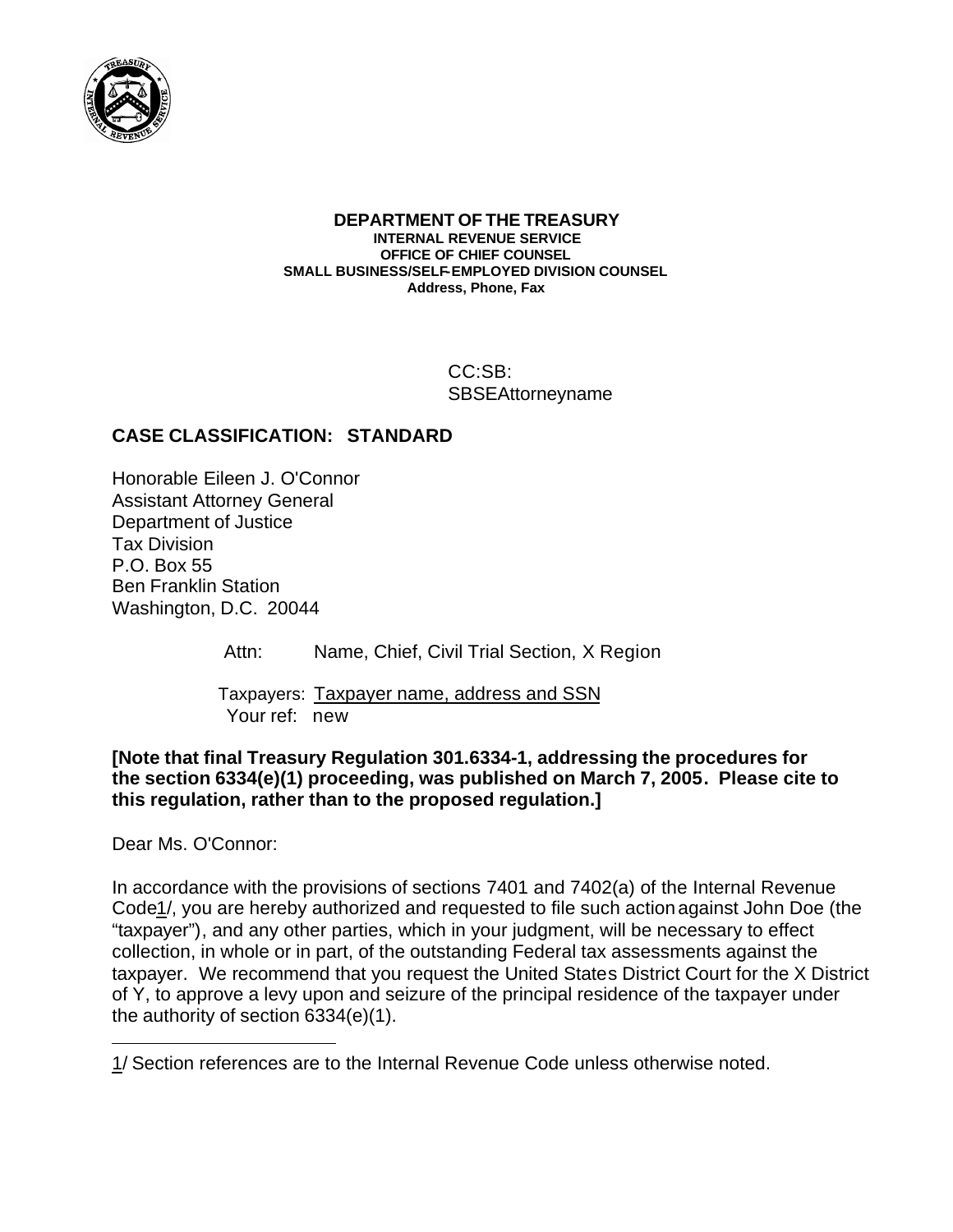**DEPARTMENT OF THE TREASURY**
**INTERNAL REVENUE SERVICE**
**OFFICE OF CHIEF COUNSEL**
**SMALL BUSINESS/SELF-EMPLOYED DIVISION COUNSEL**
**Address, Phone, Fax**

CC:SB:
SBSEAttorneyname

**CASE CLASSIFICATION: STANDARD**

Honorable Eileen J. O'Connor
Assistant Attorney General
Department of Justice
Tax Division
P.O. Box 55
Ben Franklin Station
Washington, D.C. 20044

Attn: Name, Chief, Civil Trial Section, X Region

Taxpayers: Taxpayer name, address and SSN
Your ref: new

**[Note that final Treasury Regulation 301.6334-1, addressing the procedures for the section 6334(e)(1) proceeding, was published on March 7, 2005. Please cite to this regulation, rather than to the proposed regulation.]**

Dear Ms. O'Connor:

In accordance with the provisions of sections 7401 and 7402(a) of the Internal Revenue Code1/, you are hereby authorized and requested to file such action against John Doe (the "taxpayer"), and any other parties, which in your judgment, will be necessary to effect collection, in whole or in part, of the outstanding Federal tax assessments against the taxpayer. We recommend that you request the United States District Court for the X District of Y, to approve a levy upon and seizure of the principal residence of the taxpayer under the authority of section 6334(e)(1).

---

1/ Section references are to the Internal Revenue Code unless otherwise noted.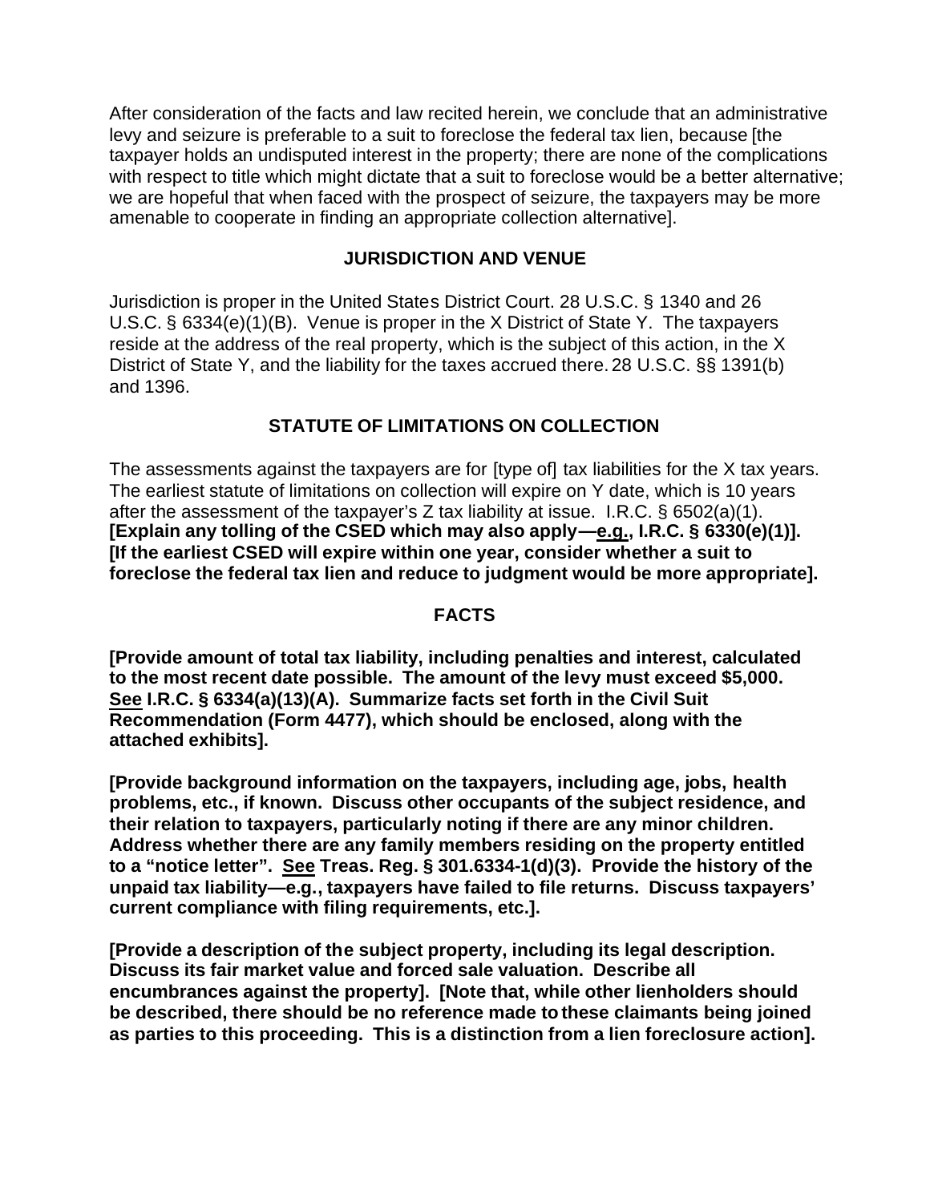After consideration of the facts and law recited herein, we conclude that an administrative levy and seizure is preferable to a suit to foreclose the federal tax lien, because [the taxpayer holds an undisputed interest in the property; there are none of the complications with respect to title which might dictate that a suit to foreclose would be a better alternative; we are hopeful that when faced with the prospect of seizure, the taxpayers may be more amenable to cooperate in finding an appropriate collection alternative].

## JURISDICTION AND VENUE

Jurisdiction is proper in the United States District Court. 28 U.S.C. § 1340 and 26 U.S.C. § 6334(e)(1)(B). Venue is proper in the X District of State Y. The taxpayers reside at the address of the real property, which is the subject of this action, in the X District of State Y, and the liability for the taxes accrued there. 28 U.S.C. §§ 1391(b) and 1396.

## STATUTE OF LIMITATIONS ON COLLECTION

The assessments against the taxpayers are for [type of] tax liabilities for the X tax years. The earliest statute of limitations on collection will expire on Y date, which is 10 years after the assessment of the taxpayer's Z tax liability at issue. I.R.C. § 6502(a)(1). **[Explain any tolling of the CSED which may also apply—e.g., I.R.C. § 6330(e)(1)]. [If the earliest CSED will expire within one year, consider whether a suit to foreclose the federal tax lien and reduce to judgment would be more appropriate].**

## FACTS

**[Provide amount of total tax liability, including penalties and interest, calculated to the most recent date possible. The amount of the levy must exceed $5,000. See I.R.C. § 6334(a)(13)(A). Summarize facts set forth in the Civil Suit Recommendation (Form 4477), which should be enclosed, along with the attached exhibits].**

**[Provide background information on the taxpayers, including age, jobs, health problems, etc., if known. Discuss other occupants of the subject residence, and their relation to taxpayers, particularly noting if there are any minor children. Address whether there are any family members residing on the property entitled to a "notice letter". See Treas. Reg. § 301.6334-1(d)(3). Provide the history of the unpaid tax liability—e.g., taxpayers have failed to file returns. Discuss taxpayers' current compliance with filing requirements, etc.].**

**[Provide a description of the subject property, including its legal description. Discuss its fair market value and forced sale valuation. Describe all encumbrances against the property]. [Note that, while other lienholders should be described, there should be no reference made to these claimants being joined as parties to this proceeding. This is a distinction from a lien foreclosure action].**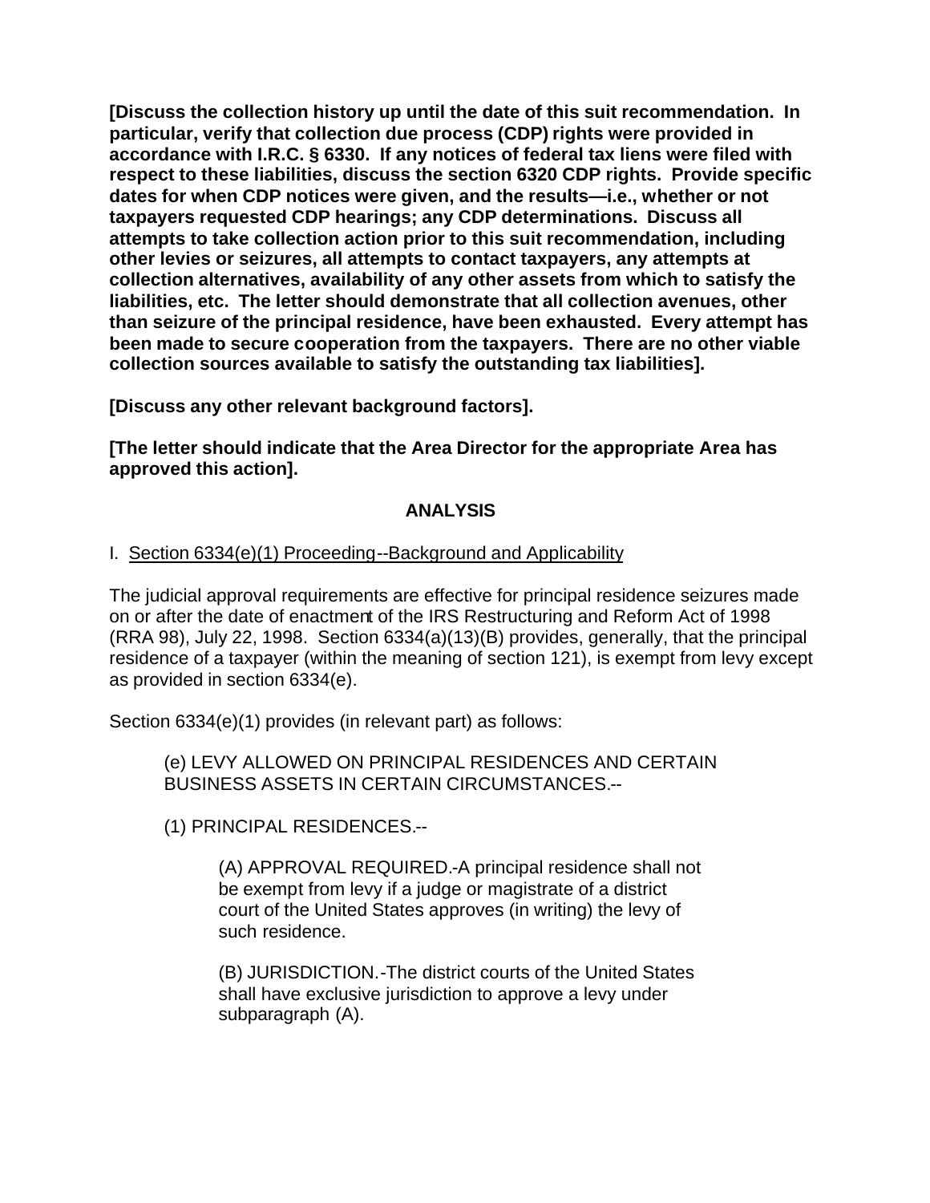**[Discuss the collection history up until the date of this suit recommendation. In particular, verify that collection due process (CDP) rights were provided in accordance with I.R.C. § 6330. If any notices of federal tax liens were filed with respect to these liabilities, discuss the section 6320 CDP rights. Provide specific dates for when CDP notices were given, and the results—i.e., whether or not taxpayers requested CDP hearings; any CDP determinations. Discuss all attempts to take collection action prior to this suit recommendation, including other levies or seizures, all attempts to contact taxpayers, any attempts at collection alternatives, availability of any other assets from which to satisfy the liabilities, etc. The letter should demonstrate that all collection avenues, other than seizure of the principal residence, have been exhausted. Every attempt has been made to secure cooperation from the taxpayers. There are no other viable collection sources available to satisfy the outstanding tax liabilities].**

**[Discuss any other relevant background factors].**

**[The letter should indicate that the Area Director for the appropriate Area has approved this action].**

## ANALYSIS

I. <u>Section 6334(e)(1) Proceeding--Background and Applicability</u>

The judicial approval requirements are effective for principal residence seizures made on or after the date of enactment of the IRS Restructuring and Reform Act of 1998 (RRA 98), July 22, 1998. Section 6334(a)(13)(B) provides, generally, that the principal residence of a taxpayer (within the meaning of section 121), is exempt from levy except as provided in section 6334(e).

Section 6334(e)(1) provides (in relevant part) as follows:

> (e) LEVY ALLOWED ON PRINCIPAL RESIDENCES AND CERTAIN BUSINESS ASSETS IN CERTAIN CIRCUMSTANCES.--
>
> (1) PRINCIPAL RESIDENCES.--
>
>> (A) APPROVAL REQUIRED.-A principal residence shall not be exempt from levy if a judge or magistrate of a district court of the United States approves (in writing) the levy of such residence.
>>
>> (B) JURISDICTION.-The district courts of the United States shall have exclusive jurisdiction to approve a levy under subparagraph (A).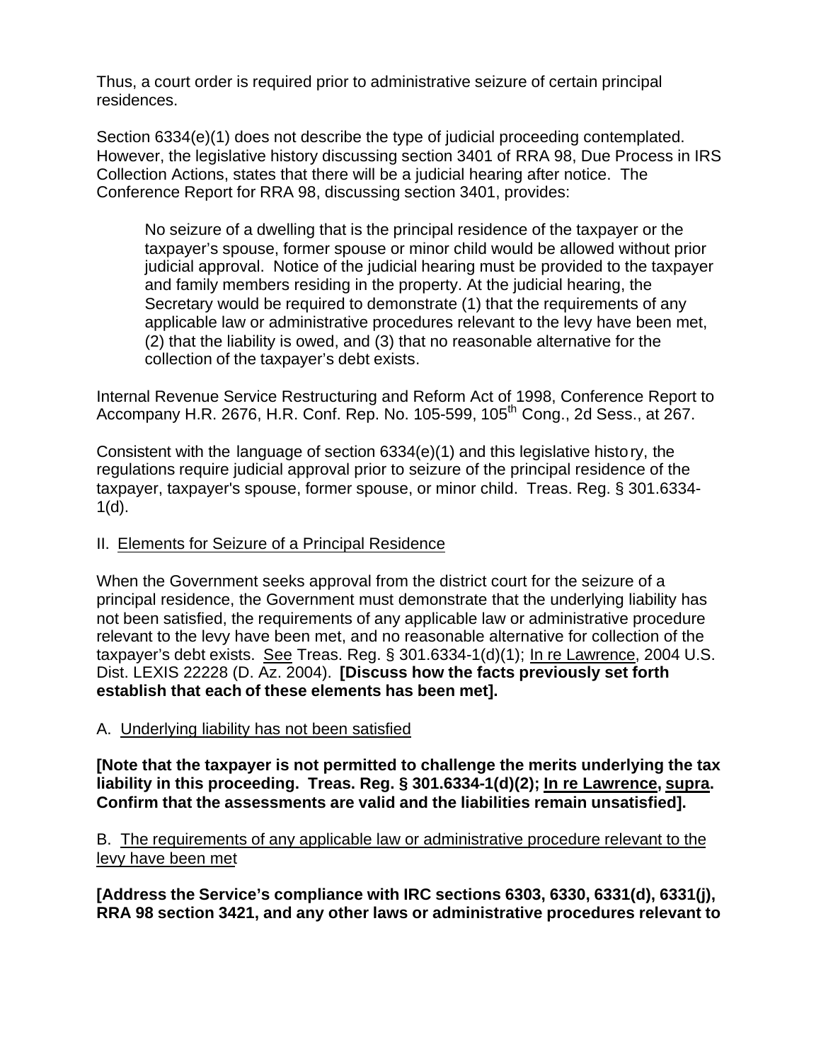Thus, a court order is required prior to administrative seizure of certain principal residences.

Section 6334(e)(1) does not describe the type of judicial proceeding contemplated. However, the legislative history discussing section 3401 of RRA 98, Due Process in IRS Collection Actions, states that there will be a judicial hearing after notice. The Conference Report for RRA 98, discussing section 3401, provides:

> No seizure of a dwelling that is the principal residence of the taxpayer or the taxpayer's spouse, former spouse or minor child would be allowed without prior judicial approval. Notice of the judicial hearing must be provided to the taxpayer and family members residing in the property. At the judicial hearing, the Secretary would be required to demonstrate (1) that the requirements of any applicable law or administrative procedures relevant to the levy have been met, (2) that the liability is owed, and (3) that no reasonable alternative for the collection of the taxpayer's debt exists.

Internal Revenue Service Restructuring and Reform Act of 1998, Conference Report to Accompany H.R. 2676, H.R. Conf. Rep. No. 105-599, 105th Cong., 2d Sess., at 267.

Consistent with the language of section 6334(e)(1) and this legislative history, the regulations require judicial approval prior to seizure of the principal residence of the taxpayer, taxpayer's spouse, former spouse, or minor child. Treas. Reg. § 301.6334-1(d).

II. Elements for Seizure of a Principal Residence

When the Government seeks approval from the district court for the seizure of a principal residence, the Government must demonstrate that the underlying liability has not been satisfied, the requirements of any applicable law or administrative procedure relevant to the levy have been met, and no reasonable alternative for collection of the taxpayer's debt exists. See Treas. Reg. § 301.6334-1(d)(1); In re Lawrence, 2004 U.S. Dist. LEXIS 22228 (D. Az. 2004). **[Discuss how the facts previously set forth establish that each of these elements has been met].**

A. Underlying liability has not been satisfied

**[Note that the taxpayer is not permitted to challenge the merits underlying the tax liability in this proceeding. Treas. Reg. § 301.6334-1(d)(2); In re Lawrence, supra. Confirm that the assessments are valid and the liabilities remain unsatisfied].**

B. The requirements of any applicable law or administrative procedure relevant to the levy have been met

**[Address the Service's compliance with IRC sections 6303, 6330, 6331(d), 6331(j), RRA 98 section 3421, and any other laws or administrative procedures relevant to**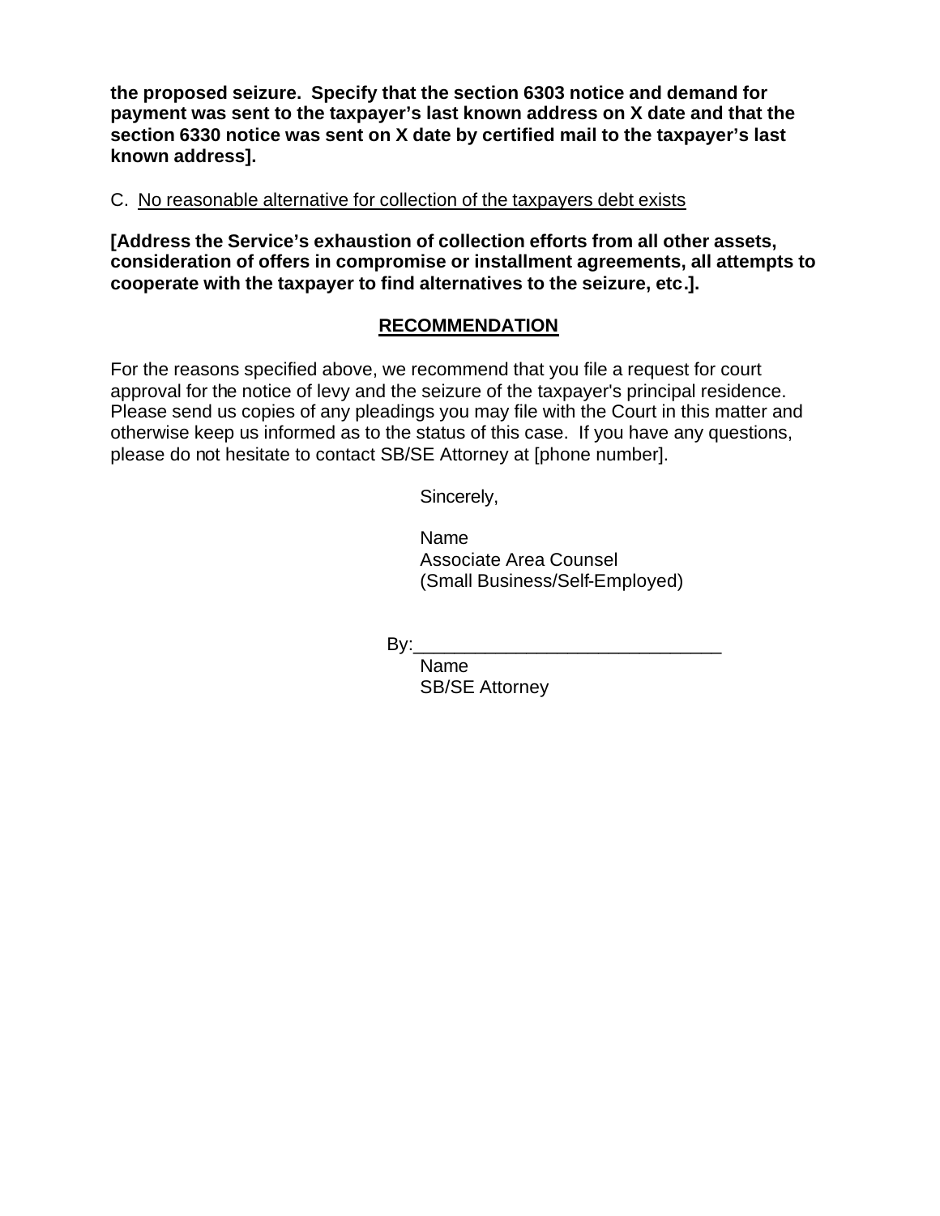**the proposed seizure. Specify that the section 6303 notice and demand for payment was sent to the taxpayer's last known address on X date and that the section 6330 notice was sent on X date by certified mail to the taxpayer's last known address].**

C. <u>No reasonable alternative for collection of the taxpayers debt exists</u>

**[Address the Service's exhaustion of collection efforts from all other assets, consideration of offers in compromise or installment agreements, all attempts to cooperate with the taxpayer to find alternatives to the seizure, etc.].**

## RECOMMENDATION

For the reasons specified above, we recommend that you file a request for court approval for the notice of levy and the seizure of the taxpayer's principal residence. Please send us copies of any pleadings you may file with the Court in this matter and otherwise keep us informed as to the status of this case. If you have any questions, please do not hesitate to contact SB/SE Attorney at [phone number].

Sincerely,

Name
Associate Area Counsel
(Small Business/Self-Employed)

By:______________________________
Name
SB/SE Attorney